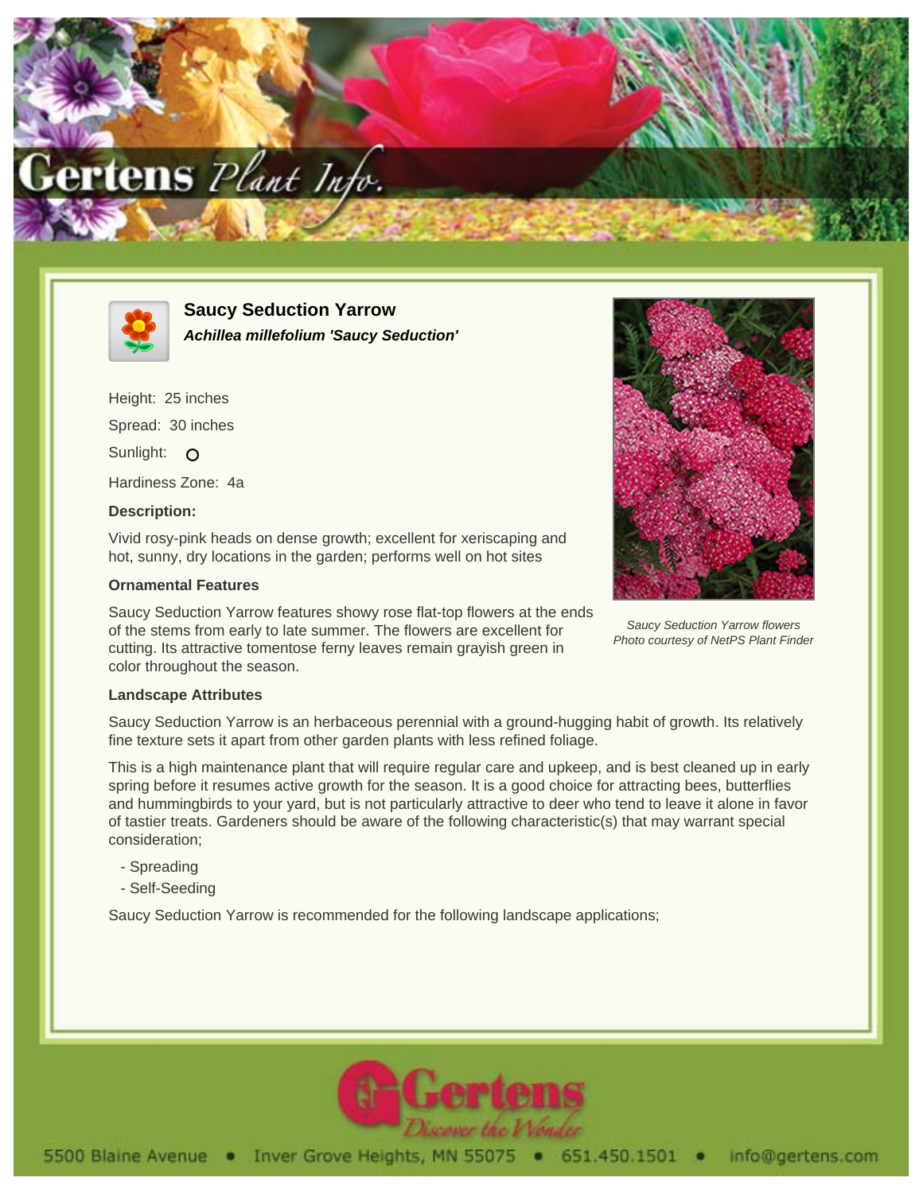# Saucy Seduction Yarrow

***Achillea millefolium 'Saucy Seduction'***

Height: 25 inches

Spread: 30 inches

Sunlight: O

Hardiness Zone: 4a

**Description:**

Vivid rosy-pink heads on dense growth; excellent for xeriscaping and hot, sunny, dry locations in the garden; performs well on hot sites

*Saucy Seduction Yarrow flowers*
*Photo courtesy of NetPS Plant Finder*

**Ornamental Features**

Saucy Seduction Yarrow features showy rose flat-top flowers at the ends of the stems from early to late summer. The flowers are excellent for cutting. Its attractive tomentose ferny leaves remain grayish green in color throughout the season.

**Landscape Attributes**

Saucy Seduction Yarrow is an herbaceous perennial with a ground-hugging habit of growth. Its relatively fine texture sets it apart from other garden plants with less refined foliage.

This is a high maintenance plant that will require regular care and upkeep, and is best cleaned up in early spring before it resumes active growth for the season. It is a good choice for attracting bees, butterflies and hummingbirds to your yard, but is not particularly attractive to deer who tend to leave it alone in favor of tastier treats. Gardeners should be aware of the following characteristic(s) that may warrant special consideration;

- Spreading
- Self-Seeding

Saucy Seduction Yarrow is recommended for the following landscape applications;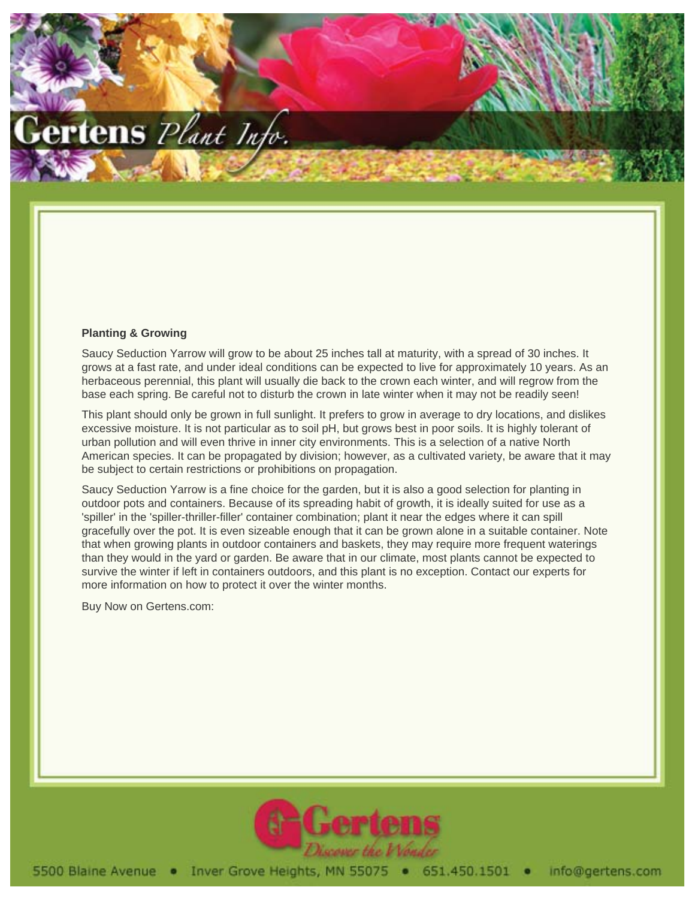### Planting & Growing

Saucy Seduction Yarrow will grow to be about 25 inches tall at maturity, with a spread of 30 inches. It grows at a fast rate, and under ideal conditions can be expected to live for approximately 10 years. As an herbaceous perennial, this plant will usually die back to the crown each winter, and will regrow from the base each spring. Be careful not to disturb the crown in late winter when it may not be readily seen!

This plant should only be grown in full sunlight. It prefers to grow in average to dry locations, and dislikes excessive moisture. It is not particular as to soil pH, but grows best in poor soils. It is highly tolerant of urban pollution and will even thrive in inner city environments. This is a selection of a native North American species. It can be propagated by division; however, as a cultivated variety, be aware that it may be subject to certain restrictions or prohibitions on propagation.

Saucy Seduction Yarrow is a fine choice for the garden, but it is also a good selection for planting in outdoor pots and containers. Because of its spreading habit of growth, it is ideally suited for use as a 'spiller' in the 'spiller-thriller-filler' container combination; plant it near the edges where it can spill gracefully over the pot. It is even sizeable enough that it can be grown alone in a suitable container. Note that when growing plants in outdoor containers and baskets, they may require more frequent waterings than they would in the yard or garden. Be aware that in our climate, most plants cannot be expected to survive the winter if left in containers outdoors, and this plant is no exception. Contact our experts for more information on how to protect it over the winter months.

Buy Now on Gertens.com: